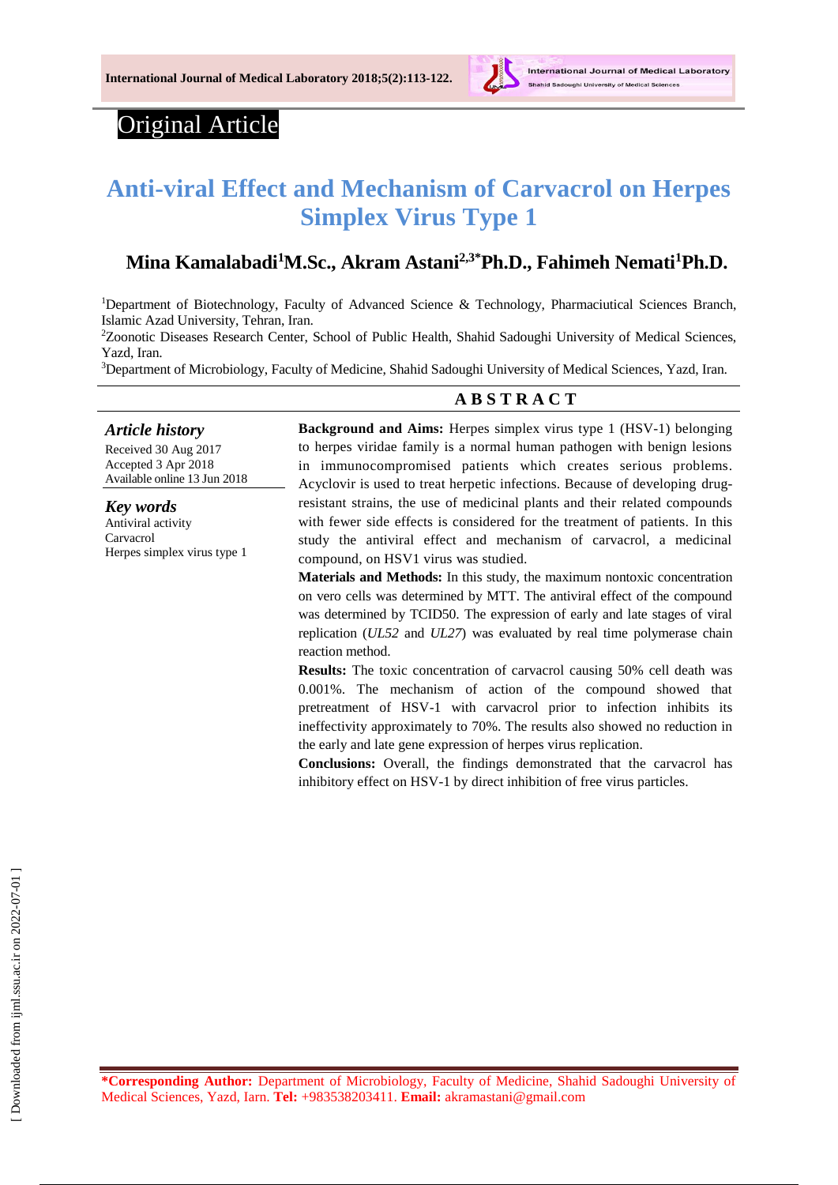Original Article

# Anti-viral Effect and Mechanism of Carvacrol on Herpes Simplex Virus Type 1

**Mina Kamalabadi[1]M.Sc., Akram Astani[2,3*]Ph.D., Fahimeh Nemati[1]Ph.D.**

[1]Department of Biotechnology, Faculty of Advanced Science & Technology, Pharmaciutical Sciences Branch, Islamic Azad University, Tehran, Iran.

[2]Zoonotic Diseases Research Center, School of Public Health, Shahid Sadoughi University of Medical Sciences, Yazd, Iran.

[3]Department of Microbiology, Faculty of Medicine, Shahid Sadoughi University of Medical Sciences, Yazd, Iran.

### *Article history*

Received 30 Aug 2017
Accepted 3 Apr 2018
Available online 13 Jun 2018

### *Key words*

Antiviral activity
Carvacrol
Herpes simplex virus type 1

## A B S T R A C T

**Background and Aims:** Herpes simplex virus type 1 (HSV-1) belonging to herpes viridae family is a normal human pathogen with benign lesions in immunocompromised patients which creates serious problems. Acyclovir is used to treat herpetic infections. Because of developing drug-resistant strains, the use of medicinal plants and their related compounds with fewer side effects is considered for the treatment of patients. In this study the antiviral effect and mechanism of carvacrol, a medicinal compound, on HSV1 virus was studied.

**Materials and Methods:** In this study, the maximum nontoxic concentration on vero cells was determined by MTT. The antiviral effect of the compound was determined by TCID50. The expression of early and late stages of viral replication (*UL52* and *UL27*) was evaluated by real time polymerase chain reaction method.

**Results:** The toxic concentration of carvacrol causing 50% cell death was 0.001%. The mechanism of action of the compound showed that pretreatment of HSV-1 with carvacrol prior to infection inhibits its ineffectivity approximately to 70%. The results also showed no reduction in the early and late gene expression of herpes virus replication.

**Conclusions:** Overall, the findings demonstrated that the carvacrol has inhibitory effect on HSV-1 by direct inhibition of free virus particles.

**\*Corresponding Author:** Department of Microbiology, Faculty of Medicine, Shahid Sadoughi University of Medical Sciences, Yazd, Iarn. **Tel:** +983538203411. **Email:** akramastani@gmail.com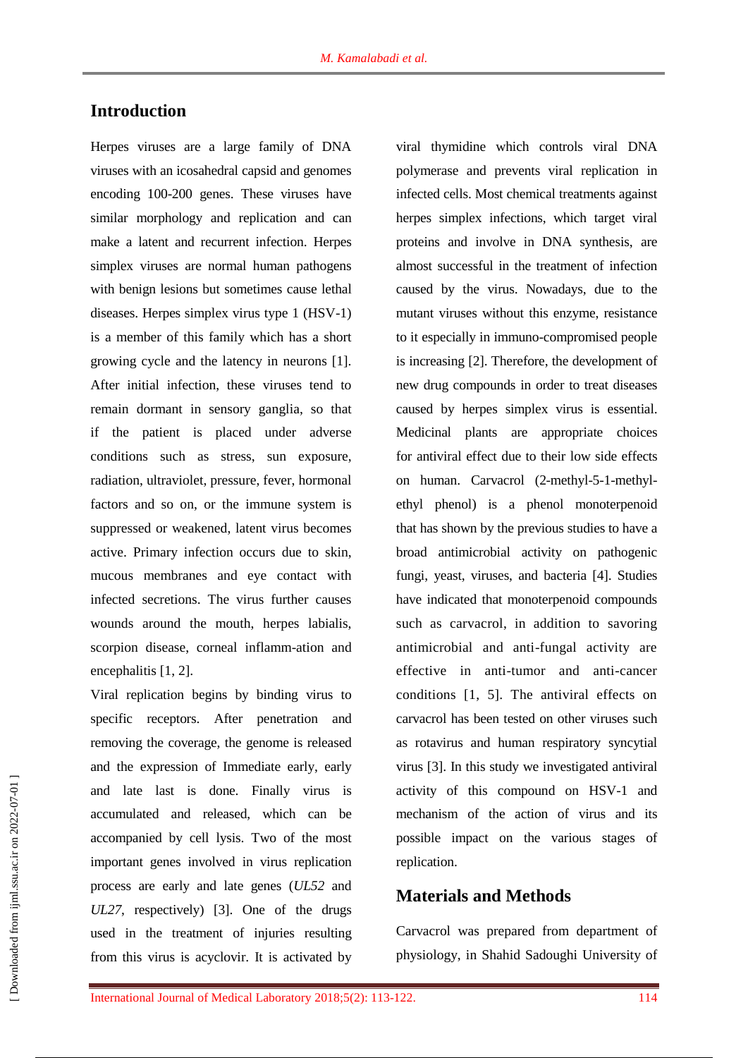## Introduction

Herpes viruses are a large family of DNA viruses with an icosahedral capsid and genomes encoding 100-200 genes. These viruses have similar morphology and replication and can make a latent and recurrent infection. Herpes simplex viruses are normal human pathogens with benign lesions but sometimes cause lethal diseases. Herpes simplex virus type 1 (HSV-1) is a member of this family which has a short growing cycle and the latency in neurons [1]. After initial infection, these viruses tend to remain dormant in sensory ganglia, so that if the patient is placed under adverse conditions such as stress, sun exposure, radiation, ultraviolet, pressure, fever, hormonal factors and so on, or the immune system is suppressed or weakened, latent virus becomes active. Primary infection occurs due to skin, mucous membranes and eye contact with infected secretions. The virus further causes wounds around the mouth, herpes labialis, scorpion disease, corneal inflamm-ation and encephalitis [1, 2].

Viral replication begins by binding virus to specific receptors. After penetration and removing the coverage, the genome is released and the expression of Immediate early, early and late last is done. Finally virus is accumulated and released, which can be accompanied by cell lysis. Two of the most important genes involved in virus replication process are early and late genes (*UL52* and *UL27*, respectively) [3]. One of the drugs used in the treatment of injuries resulting from this virus is acyclovir. It is activated by viral thymidine which controls viral DNA polymerase and prevents viral replication in infected cells. Most chemical treatments against herpes simplex infections, which target viral proteins and involve in DNA synthesis, are almost successful in the treatment of infection caused by the virus. Nowadays, due to the mutant viruses without this enzyme, resistance to it especially in immuno-compromised people is increasing [2]. Therefore, the development of new drug compounds in order to treat diseases caused by herpes simplex virus is essential. Medicinal plants are appropriate choices for antiviral effect due to their low side effects on human. Carvacrol (2-methyl-5-1-methyl-ethyl phenol) is a phenol monoterpenoid that has shown by the previous studies to have a broad antimicrobial activity on pathogenic fungi, yeast, viruses, and bacteria [4]. Studies have indicated that monoterpenoid compounds such as carvacrol, in addition to savoring antimicrobial and anti-fungal activity are effective in anti-tumor and anti-cancer conditions [1, 5]. The antiviral effects on carvacrol has been tested on other viruses such as rotavirus and human respiratory syncytial virus [3]. In this study we investigated antiviral activity of this compound on HSV-1 and mechanism of the action of virus and its possible impact on the various stages of replication.

## Materials and Methods

Carvacrol was prepared from department of physiology, in Shahid Sadoughi University of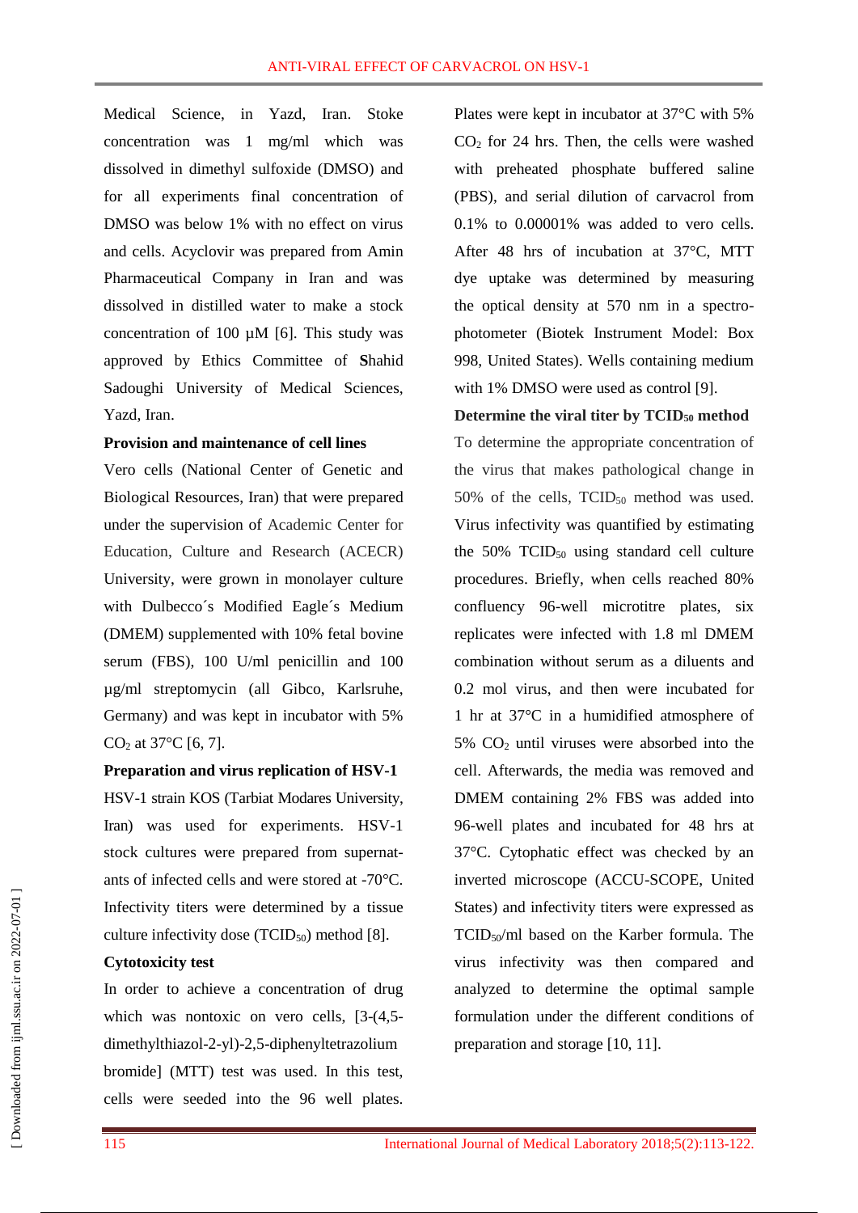Medical Science, in Yazd, Iran. Stoke concentration was 1 mg/ml which was dissolved in dimethyl sulfoxide (DMSO) and for all experiments final concentration of DMSO was below 1% with no effect on virus and cells. Acyclovir was prepared from Amin Pharmaceutical Company in Iran and was dissolved in distilled water to make a stock concentration of 100 µM [6]. This study was approved by Ethics Committee of **S**hahid Sadoughi University of Medical Sciences, Yazd, Iran.

**Provision and maintenance of cell lines**

Vero cells (National Center of Genetic and Biological Resources, Iran) that were prepared under the supervision of Academic Center for Education, Culture and Research (ACECR) University, were grown in monolayer culture with Dulbecco´s Modified Eagle´s Medium (DMEM) supplemented with 10% fetal bovine serum (FBS), 100 U/ml penicillin and 100 µg/ml streptomycin (all Gibco, Karlsruhe, Germany) and was kept in incubator with 5% $CO_2$ at 37°C [6, 7].

**Preparation and virus replication of HSV-1**

HSV-1 strain KOS (Tarbiat Modares University, Iran) was used for experiments. HSV-1 stock cultures were prepared from supernatants of infected cells and were stored at -70°C. Infectivity titers were determined by a tissue culture infectivity dose ($TCID_{50}$) method [8].

**Cytotoxicity test**

In order to achieve a concentration of drug which was nontoxic on vero cells, [3-(4,5-dimethylthiazol-2-yl)-2,5-diphenyltetrazolium bromide] (MTT) test was used. In this test, cells were seeded into the 96 well plates. Plates were kept in incubator at 37°C with 5% $CO_2$ for 24 hrs. Then, the cells were washed with preheated phosphate buffered saline (PBS), and serial dilution of carvacrol from 0.1% to 0.00001% was added to vero cells. After 48 hrs of incubation at 37°C, MTT dye uptake was determined by measuring the optical density at 570 nm in a spectrophotometer (Biotek Instrument Model: Box 998, United States). Wells containing medium with 1% DMSO were used as control [9].

**Determine the viral titer by $TCID_{50}$ method**

To determine the appropriate concentration of the virus that makes pathological change in 50% of the cells, $TCID_{50}$ method was used. Virus infectivity was quantified by estimating the 50% $TCID_{50}$ using standard cell culture procedures. Briefly, when cells reached 80% confluency 96-well microtitre plates, six replicates were infected with 1.8 ml DMEM combination without serum as a diluents and 0.2 mol virus, and then were incubated for 1 hr at 37°C in a humidified atmosphere of 5% $CO_2$ until viruses were absorbed into the cell. Afterwards, the media was removed and DMEM containing 2% FBS was added into 96-well plates and incubated for 48 hrs at 37°C. Cytophatic effect was checked by an inverted microscope (ACCU-SCOPE, United States) and infectivity titers were expressed as $TCID_{50}$/ml based on the Karber formula. The virus infectivity was then compared and analyzed to determine the optimal sample formulation under the different conditions of preparation and storage [10, 11].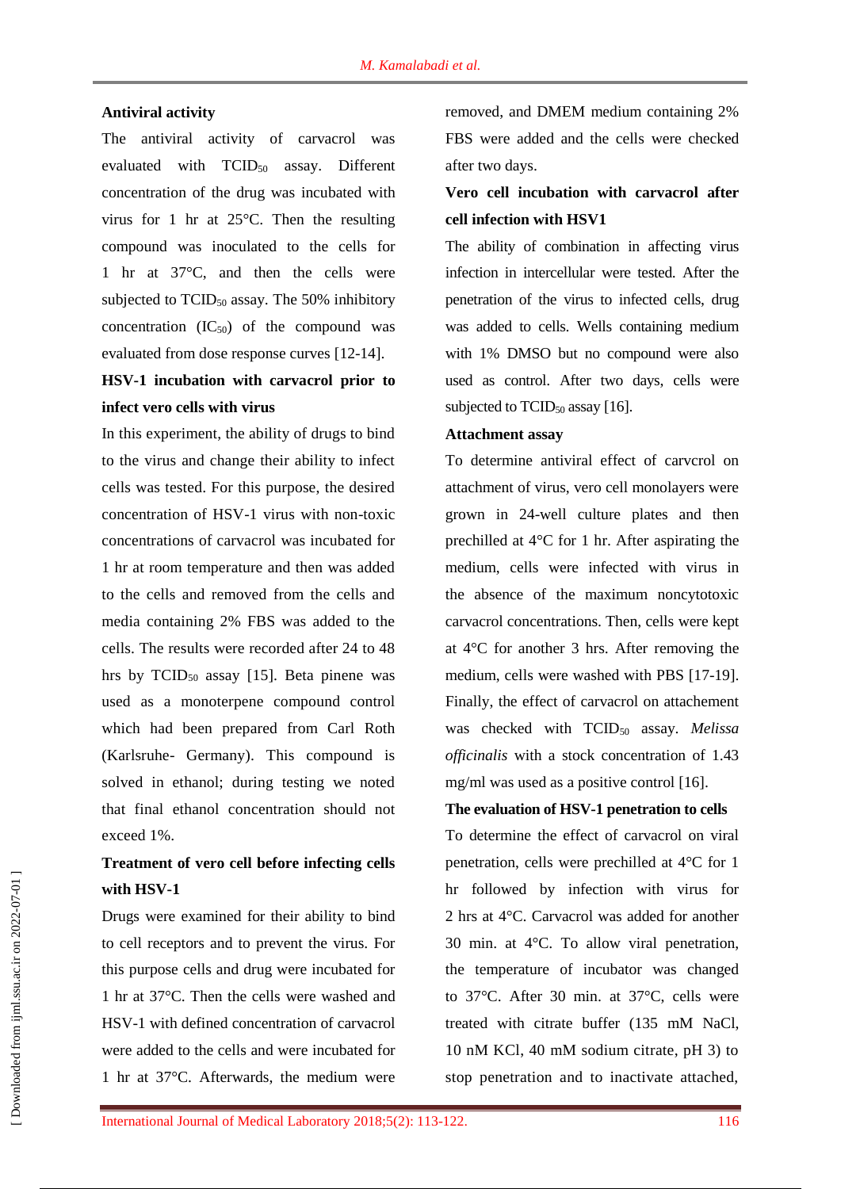**Antiviral activity**

The antiviral activity of carvacrol was evaluated with $TCID_{50}$ assay. Different concentration of the drug was incubated with virus for 1 hr at 25°C. Then the resulting compound was inoculated to the cells for 1 hr at 37°C, and then the cells were subjected to $TCID_{50}$ assay. The 50% inhibitory concentration ($IC_{50}$) of the compound was evaluated from dose response curves [12-14].

**HSV-1 incubation with carvacrol prior to infect vero cells with virus**

In this experiment, the ability of drugs to bind to the virus and change their ability to infect cells was tested. For this purpose, the desired concentration of HSV-1 virus with non-toxic concentrations of carvacrol was incubated for 1 hr at room temperature and then was added to the cells and removed from the cells and media containing 2% FBS was added to the cells. The results were recorded after 24 to 48 hrs by $TCID_{50}$ assay [15]. Beta pinene was used as a monoterpene compound control which had been prepared from Carl Roth (Karlsruhe- Germany). This compound is solved in ethanol; during testing we noted that final ethanol concentration should not exceed 1%.

**Treatment of vero cell before infecting cells with HSV-1**

Drugs were examined for their ability to bind to cell receptors and to prevent the virus. For this purpose cells and drug were incubated for 1 hr at 37°C. Then the cells were washed and HSV-1 with defined concentration of carvacrol were added to the cells and were incubated for 1 hr at 37°C. Afterwards, the medium were removed, and DMEM medium containing 2% FBS were added and the cells were checked after two days.

**Vero cell incubation with carvacrol after cell infection with HSV1**

The ability of combination in affecting virus infection in intercellular were tested. After the penetration of the virus to infected cells, drug was added to cells. Wells containing medium with 1% DMSO but no compound were also used as control. After two days, cells were subjected to $TCID_{50}$ assay [16].

**Attachment assay**

To determine antiviral effect of carvcrol on attachment of virus, vero cell monolayers were grown in 24-well culture plates and then prechilled at 4°C for 1 hr. After aspirating the medium, cells were infected with virus in the absence of the maximum noncytotoxic carvacrol concentrations. Then, cells were kept at 4°C for another 3 hrs. After removing the medium, cells were washed with PBS [17-19]. Finally, the effect of carvacrol on attachement was checked with $TCID_{50}$ assay. *Melissa officinalis* with a stock concentration of 1.43 mg/ml was used as a positive control [16].

**The evaluation of HSV-1 penetration to cells**

To determine the effect of carvacrol on viral penetration, cells were prechilled at 4°C for 1 hr followed by infection with virus for 2 hrs at 4°C. Carvacrol was added for another 30 min. at 4°C. To allow viral penetration, the temperature of incubator was changed to 37°C. After 30 min. at 37°C, cells were treated with citrate buffer (135 mM NaCl, 10 nM KCl, 40 mM sodium citrate, pH 3) to stop penetration and to inactivate attached,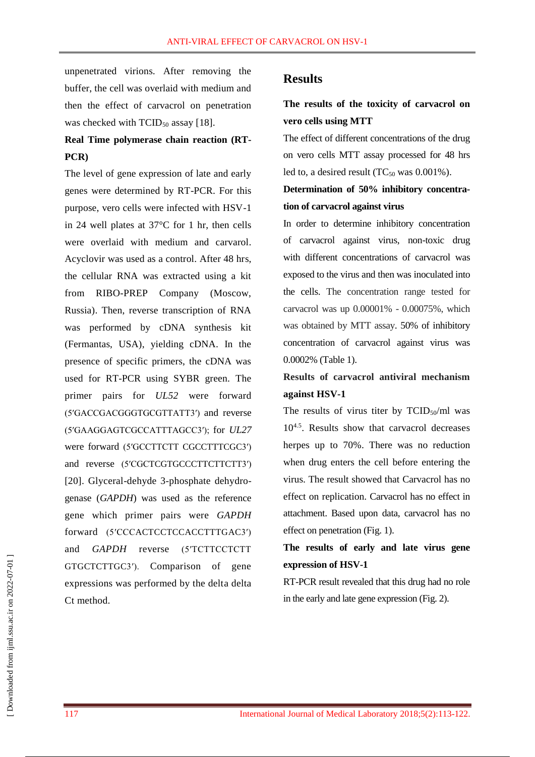unpenetrated virions. After removing the buffer, the cell was overlaid with medium and then the effect of carvacrol on penetration was checked with $TCID_{50}$ assay [18].

**Real Time polymerase chain reaction (RT-PCR)**

The level of gene expression of late and early genes were determined by RT-PCR. For this purpose, vero cells were infected with HSV-1 in 24 well plates at 37°C for 1 hr, then cells were overlaid with medium and carvarol. Acyclovir was used as a control. After 48 hrs, the cellular RNA was extracted using a kit from RIBO-PREP Company (Moscow, Russia). Then, reverse transcription of RNA was performed by cDNA synthesis kit (Fermantas, USA), yielding cDNA. In the presence of specific primers, the cDNA was used for RT-PCR using SYBR green. The primer pairs for *UL52* were forward (5′GACCGACGGGTGCGTTATT3′) and reverse (5′GAAGGAGTCGCCATTTAGCC3′); for *UL27* were forward (5′GCCTTCTT CGCCTTTCGC3′) and reverse (5′CGCTCGTGCCCTTCTTCTT3′) [20]. Glyceral-dehyde 3-phosphate dehydrogenase (*GAPDH*) was used as the reference gene which primer pairs were *GAPDH* forward (5′CCCACTCCTCCACCTTTGAC3′) and *GAPDH* reverse (5′TCTTCCTCTT GTGCTCTTGC3′). Comparison of gene expressions was performed by the delta delta Ct method.

## Results

**The results of the toxicity of carvacrol on vero cells using MTT**

The effect of different concentrations of the drug on vero cells MTT assay processed for 48 hrs led to, a desired result ($TC_{50}$ was 0.001%).

**Determination of 50% inhibitory concentration of carvacrol against virus**

In order to determine inhibitory concentration of carvacrol against virus, non-toxic drug with different concentrations of carvacrol was exposed to the virus and then was inoculated into the cells. The concentration range tested for carvacrol was up 0.00001% - 0.00075%, which was obtained by MTT assay. 50% of inhibitory concentration of carvacrol against virus was 0.0002% (Table 1).

**Results of carvacrol antiviral mechanism against HSV-1**

The results of virus titer by $TCID_{50}$/ml was $10^{4.5}$. Results show that carvacrol decreases herpes up to 70%. There was no reduction when drug enters the cell before entering the virus. The result showed that Carvacrol has no effect on replication. Carvacrol has no effect in attachment. Based upon data, carvacrol has no effect on penetration (Fig. 1).

**The results of early and late virus gene expression of HSV-1**

RT-PCR result revealed that this drug had no role in the early and late gene expression (Fig. 2).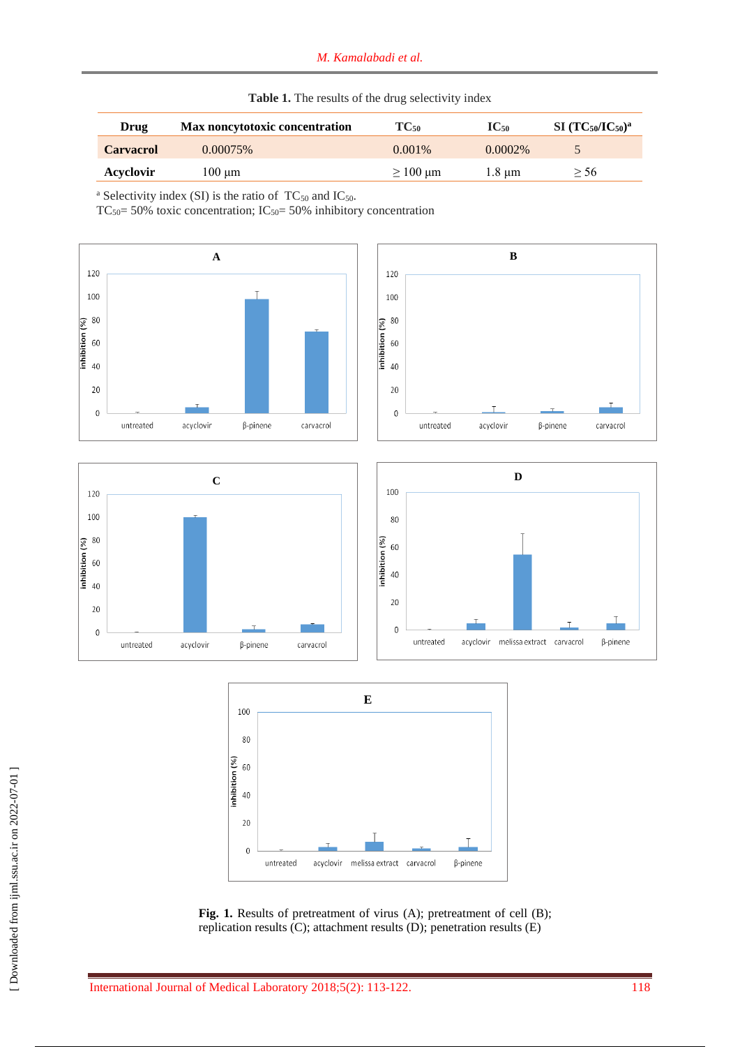**Table 1.** The results of the drug selectivity index

| Drug | Max noncytotoxic concentration | $TC_{50}$ | $IC_{50}$ | SI ($TC_{50}/IC_{50}$)[a] |
|---|---|---|---|---|
| **Carvacrol** | 0.00075% | 0.001% | 0.0002% | 5 |
| **Acyclovir** | 100 µm | ≥ 100 µm | 1.8 µm | ≥ 56 |

[a] Selectivity index (SI) is the ratio of $TC_{50}$ and $IC_{50}$.
$TC_{50}$= 50% toxic concentration; $IC_{50}$= 50% inhibitory concentration

**Fig. 1.** Results of pretreatment of virus (A); pretreatment of cell (B); replication results (C); attachment results (D); penetration results (E)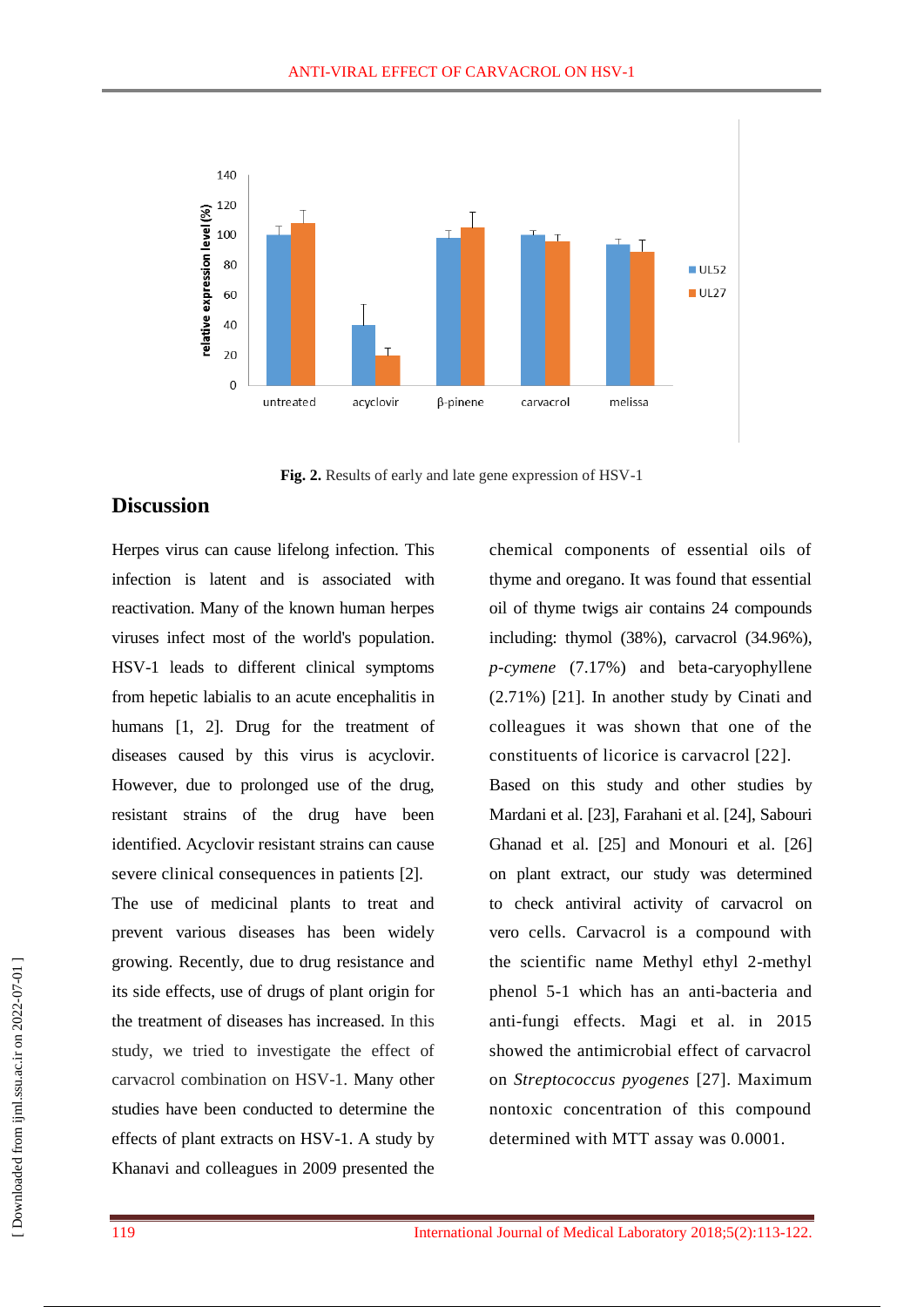**Fig. 2.** Results of early and late gene expression of HSV-1

## Discussion

Herpes virus can cause lifelong infection. This infection is latent and is associated with reactivation. Many of the known human herpes viruses infect most of the world's population. HSV-1 leads to different clinical symptoms from hepetic labialis to an acute encephalitis in humans [1, 2]. Drug for the treatment of diseases caused by this virus is acyclovir. However, due to prolonged use of the drug, resistant strains of the drug have been identified. Acyclovir resistant strains can cause severe clinical consequences in patients [2].

The use of medicinal plants to treat and prevent various diseases has been widely growing. Recently, due to drug resistance and its side effects, use of drugs of plant origin for the treatment of diseases has increased. In this study, we tried to investigate the effect of carvacrol combination on HSV-1. Many other studies have been conducted to determine the effects of plant extracts on HSV-1. A study by Khanavi and colleagues in 2009 presented the chemical components of essential oils of thyme and oregano. It was found that essential oil of thyme twigs air contains 24 compounds including: thymol (38%), carvacrol (34.96%), *p-cymene* (7.17%) and beta-caryophyllene (2.71%) [21]. In another study by Cinati and colleagues it was shown that one of the constituents of licorice is carvacrol [22].

Based on this study and other studies by Mardani et al. [23], Farahani et al. [24], Sabouri Ghanad et al. [25] and Monouri et al. [26] on plant extract, our study was determined to check antiviral activity of carvacrol on vero cells. Carvacrol is a compound with the scientific name Methyl ethyl 2-methyl phenol 5-1 which has an anti-bacteria and anti-fungi effects. Magi et al. in 2015 showed the antimicrobial effect of carvacrol on *Streptococcus pyogenes* [27]. Maximum nontoxic concentration of this compound determined with MTT assay was 0.0001.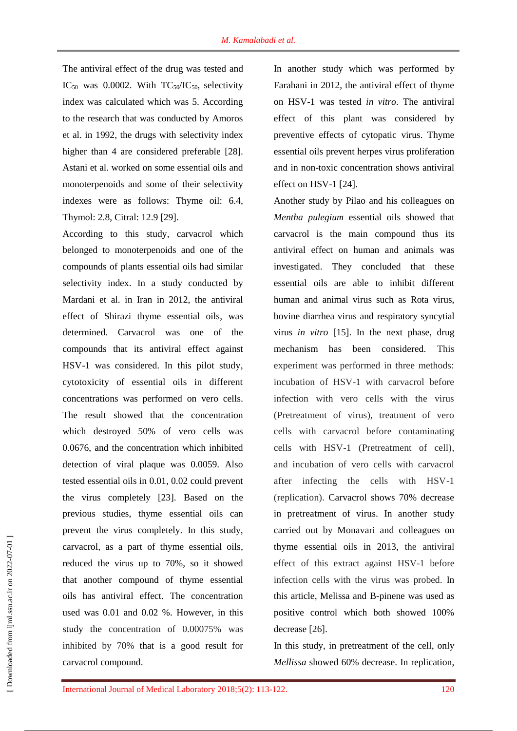The antiviral effect of the drug was tested and $IC_{50}$ was 0.0002. With $TC_{50}/IC_{50}$, selectivity index was calculated which was 5. According to the research that was conducted by Amoros et al. in 1992, the drugs with selectivity index higher than 4 are considered preferable [28]. Astani et al. worked on some essential oils and monoterpenoids and some of their selectivity indexes were as follows: Thyme oil: 6.4, Thymol: 2.8, Citral: 12.9 [29].

According to this study, carvacrol which belonged to monoterpenoids and one of the compounds of plants essential oils had similar selectivity index. In a study conducted by Mardani et al. in Iran in 2012, the antiviral effect of Shirazi thyme essential oils, was determined. Carvacrol was one of the compounds that its antiviral effect against HSV-1 was considered. In this pilot study, cytotoxicity of essential oils in different concentrations was performed on vero cells. The result showed that the concentration which destroyed 50% of vero cells was 0.0676, and the concentration which inhibited detection of viral plaque was 0.0059. Also tested essential oils in 0.01, 0.02 could prevent the virus completely [23]. Based on the previous studies, thyme essential oils can prevent the virus completely. In this study, carvacrol, as a part of thyme essential oils, reduced the virus up to 70%, so it showed that another compound of thyme essential oils has antiviral effect. The concentration used was 0.01 and 0.02 %. However, in this study the concentration of 0.00075% was inhibited by 70% that is a good result for carvacrol compound.

In another study which was performed by Farahani in 2012, the antiviral effect of thyme on HSV-1 was tested *in vitro*. The antiviral effect of this plant was considered by preventive effects of cytopatic virus. Thyme essential oils prevent herpes virus proliferation and in non-toxic concentration shows antiviral effect on HSV-1 [24].

Another study by Pilao and his colleagues on *Mentha pulegium* essential oils showed that carvacrol is the main compound thus its antiviral effect on human and animals was investigated. They concluded that these essential oils are able to inhibit different human and animal virus such as Rota virus, bovine diarrhea virus and respiratory syncytial virus *in vitro* [15]. In the next phase, drug mechanism has been considered. This experiment was performed in three methods: incubation of HSV-1 with carvacrol before infection with vero cells with the virus (Pretreatment of virus), treatment of vero cells with carvacrol before contaminating cells with HSV-1 (Pretreatment of cell), and incubation of vero cells with carvacrol after infecting the cells with HSV-1 (replication). Carvacrol shows 70% decrease in pretreatment of virus. In another study carried out by Monavari and colleagues on thyme essential oils in 2013, the antiviral effect of this extract against HSV-1 before infection cells with the virus was probed. In this article, Melissa and B-pinene was used as positive control which both showed 100% decrease [26].

In this study, in pretreatment of the cell, only *Mellissa* showed 60% decrease. In replication,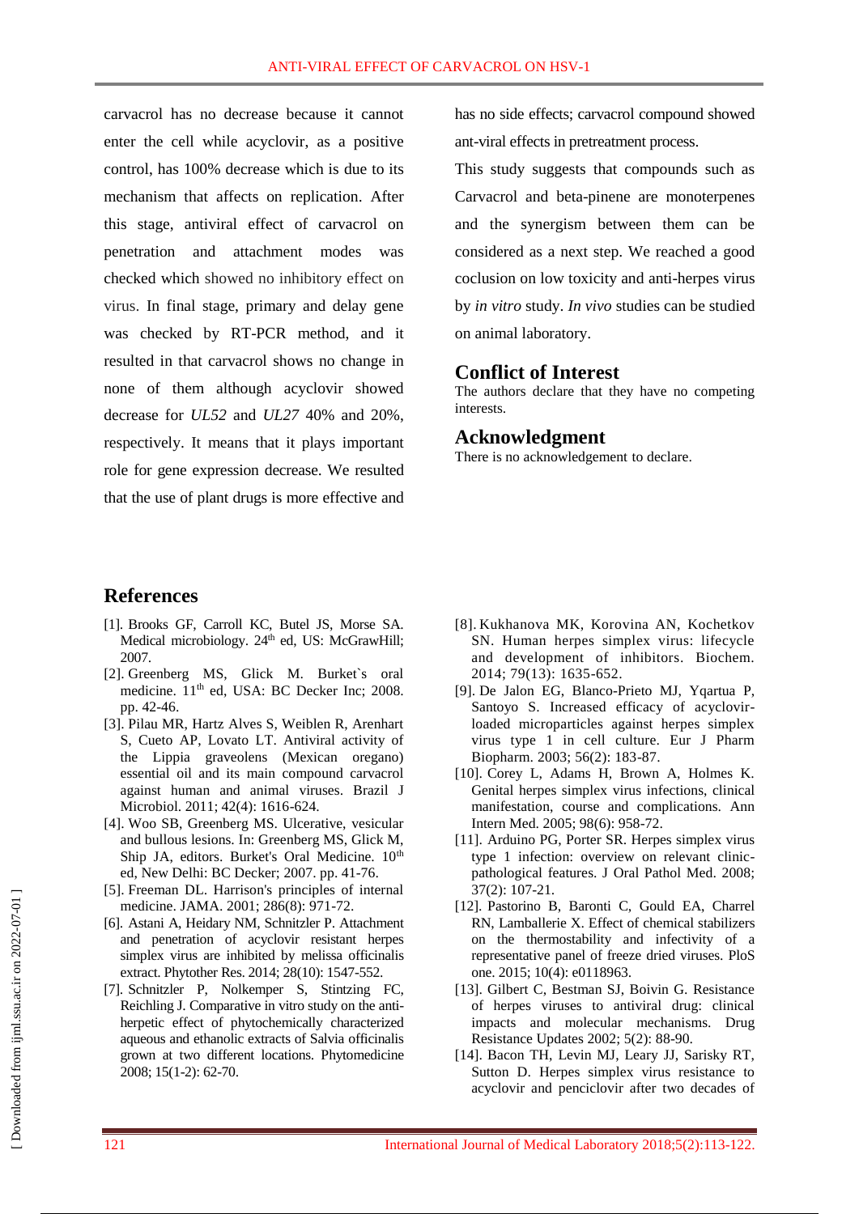carvacrol has no decrease because it cannot enter the cell while acyclovir, as a positive control, has 100% decrease which is due to its mechanism that affects on replication. After this stage, antiviral effect of carvacrol on penetration and attachment modes was checked which showed no inhibitory effect on virus. In final stage, primary and delay gene was checked by RT-PCR method, and it resulted in that carvacrol shows no change in none of them although acyclovir showed decrease for *UL52* and *UL27* 40% and 20%, respectively. It means that it plays important role for gene expression decrease. We resulted that the use of plant drugs is more effective and has no side effects; carvacrol compound showed ant-viral effects in pretreatment process.

This study suggests that compounds such as Carvacrol and beta-pinene are monoterpenes and the synergism between them can be considered as a next step. We reached a good coclusion on low toxicity and anti-herpes virus by *in vitro* study. *In vivo* studies can be studied on animal laboratory.

## Conflict of Interest

The authors declare that they have no competing interests.

## Acknowledgment

There is no acknowledgement to declare.

## References

[1]. Brooks GF, Carroll KC, Butel JS, Morse SA. Medical microbiology. 24th ed, US: McGrawHill; 2007.

[2]. Greenberg MS, Glick M. Burket`s oral medicine. 11th ed, USA: BC Decker Inc; 2008. pp. 42-46.

[3]. Pilau MR, Hartz Alves S, Weiblen R, Arenhart S, Cueto AP, Lovato LT. Antiviral activity of the Lippia graveolens (Mexican oregano) essential oil and its main compound carvacrol against human and animal viruses. Brazil J Microbiol. 2011; 42(4): 1616-624.

[4]. Woo SB, Greenberg MS. Ulcerative, vesicular and bullous lesions. In: Greenberg MS, Glick M, Ship JA, editors. Burket's Oral Medicine. 10th ed, New Delhi: BC Decker; 2007. pp. 41-76.

[5]. Freeman DL. Harrison's principles of internal medicine. JAMA. 2001; 286(8): 971-72.

[6]. Astani A, Heidary NM, Schnitzler P. Attachment and penetration of acyclovir resistant herpes simplex virus are inhibited by melissa officinalis extract. Phytother Res. 2014; 28(10): 1547-552.

[7]. Schnitzler P, Nolkemper S, Stintzing FC, Reichling J. Comparative in vitro study on the anti-herpetic effect of phytochemically characterized aqueous and ethanolic extracts of Salvia officinalis grown at two different locations. Phytomedicine 2008; 15(1-2): 62-70.

[8]. Kukhanova MK, Korovina AN, Kochetkov SN. Human herpes simplex virus: lifecycle and development of inhibitors. Biochem. 2014; 79(13): 1635-652.

[9]. De Jalon EG, Blanco-Prieto MJ, Yqartua P, Santoyo S. Increased efficacy of acyclovir-loaded microparticles against herpes simplex virus type 1 in cell culture. Eur J Pharm Biopharm. 2003; 56(2): 183-87.

[10]. Corey L, Adams H, Brown A, Holmes K. Genital herpes simplex virus infections, clinical manifestation, course and complications. Ann Intern Med. 2005; 98(6): 958-72.

[11]. Arduino PG, Porter SR. Herpes simplex virus type 1 infection: overview on relevant clinic-pathological features. J Oral Pathol Med. 2008; 37(2): 107-21.

[12]. Pastorino B, Baronti C, Gould EA, Charrel RN, Lamballerie X. Effect of chemical stabilizers on the thermostability and infectivity of a representative panel of freeze dried viruses. PloS one. 2015; 10(4): e0118963.

[13]. Gilbert C, Bestman SJ, Boivin G. Resistance of herpes viruses to antiviral drug: clinical impacts and molecular mechanisms. Drug Resistance Updates 2002; 5(2): 88-90.

[14]. Bacon TH, Levin MJ, Leary JJ, Sarisky RT, Sutton D. Herpes simplex virus resistance to acyclovir and penciclovir after two decades of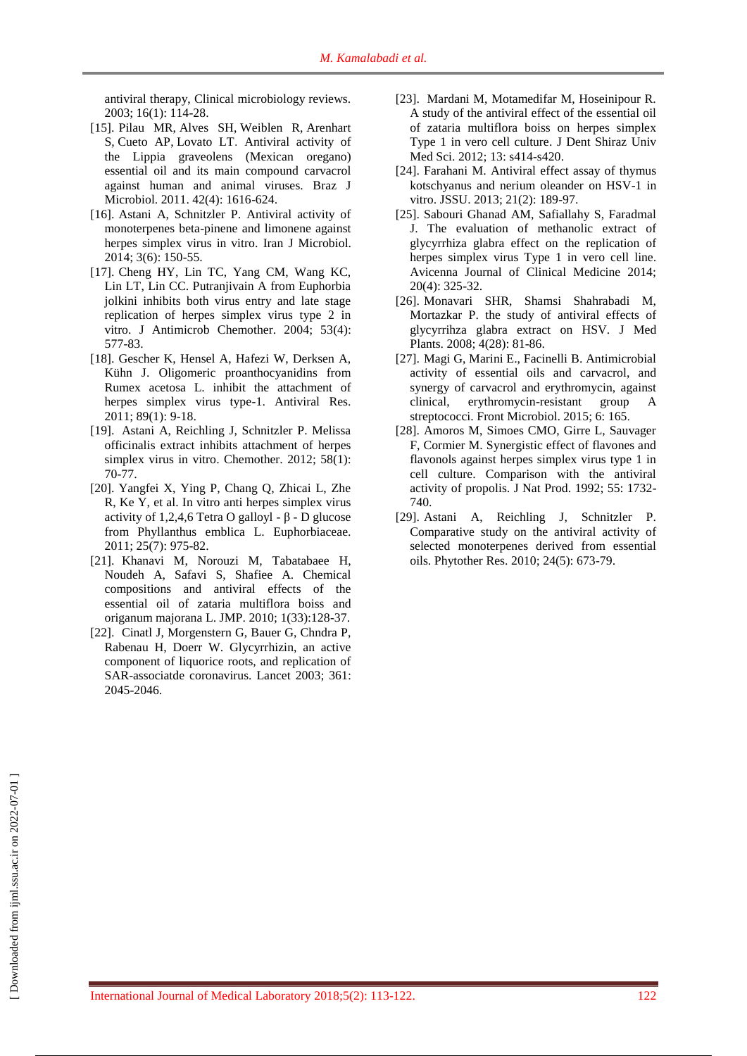antiviral therapy, Clinical microbiology reviews. 2003; 16(1): 114-28.

[15]. Pilau MR, Alves SH, Weiblen R, Arenhart S, Cueto AP, Lovato LT. Antiviral activity of the Lippia graveolens (Mexican oregano) essential oil and its main compound carvacrol against human and animal viruses. Braz J Microbiol. 2011. 42(4): 1616-624.

[16]. Astani A, Schnitzler P. Antiviral activity of monoterpenes beta-pinene and limonene against herpes simplex virus in vitro. Iran J Microbiol. 2014; 3(6): 150-55.

[17]. Cheng HY, Lin TC, Yang CM, Wang KC, Lin LT, Lin CC. Putranjivain A from Euphorbia jolkini inhibits both virus entry and late stage replication of herpes simplex virus type 2 in vitro. J Antimicrob Chemother. 2004; 53(4): 577-83.

[18]. Gescher K, Hensel A, Hafezi W, Derksen A, Kühn J. Oligomeric proanthocyanidins from Rumex acetosa L. inhibit the attachment of herpes simplex virus type-1. Antiviral Res. 2011; 89(1): 9-18.

[19]. Astani A, Reichling J, Schnitzler P. Melissa officinalis extract inhibits attachment of herpes simplex virus in vitro. Chemother. 2012; 58(1): 70-77.

[20]. Yangfei X, Ying P, Chang Q, Zhicai L, Zhe R, Ke Y, et al. In vitro anti herpes simplex virus activity of 1,2,4,6 Tetra O galloyl - β - D glucose from Phyllanthus emblica L. Euphorbiaceae. 2011; 25(7): 975-82.

[21]. Khanavi M, Norouzi M, Tabatabaee H, Noudeh A, Safavi S, Shafiee A. Chemical compositions and antiviral effects of the essential oil of zataria multiflora boiss and origanum majorana L. JMP. 2010; 1(33):128-37.

[22]. Cinatl J, Morgenstern G, Bauer G, Chndra P, Rabenau H, Doerr W. Glycyrrhizin, an active component of liquorice roots, and replication of SAR-associatde coronavirus. Lancet 2003; 361: 2045-2046.

[23]. Mardani M, Motamedifar M, Hoseinipour R. A study of the antiviral effect of the essential oil of zataria multiflora boiss on herpes simplex Type 1 in vero cell culture. J Dent Shiraz Univ Med Sci. 2012; 13: s414-s420.

[24]. Farahani M. Antiviral effect assay of thymus kotschyanus and nerium oleander on HSV-1 in vitro. JSSU. 2013; 21(2): 189-97.

[25]. Sabouri Ghanad AM, Safiallahy S, Faradmal J. The evaluation of methanolic extract of glycyrrhiza glabra effect on the replication of herpes simplex virus Type 1 in vero cell line. Avicenna Journal of Clinical Medicine 2014; 20(4): 325-32.

[26]. Monavari SHR, Shamsi Shahrabadi M, Mortazkar P. the study of antiviral effects of glycyrrihza glabra extract on HSV. J Med Plants. 2008; 4(28): 81-86.

[27]. Magi G, Marini E., Facinelli B. Antimicrobial activity of essential oils and carvacrol, and synergy of carvacrol and erythromycin, against clinical, erythromycin-resistant group A streptococci. Front Microbiol. 2015; 6: 165.

[28]. Amoros M, Simoes CMO, Girre L, Sauvager F, Cormier M. Synergistic effect of flavones and flavonols against herpes simplex virus type 1 in cell culture. Comparison with the antiviral activity of propolis. J Nat Prod. 1992; 55: 1732-740.

[29]. Astani A, Reichling J, Schnitzler P. Comparative study on the antiviral activity of selected monoterpenes derived from essential oils. Phytother Res. 2010; 24(5): 673-79.